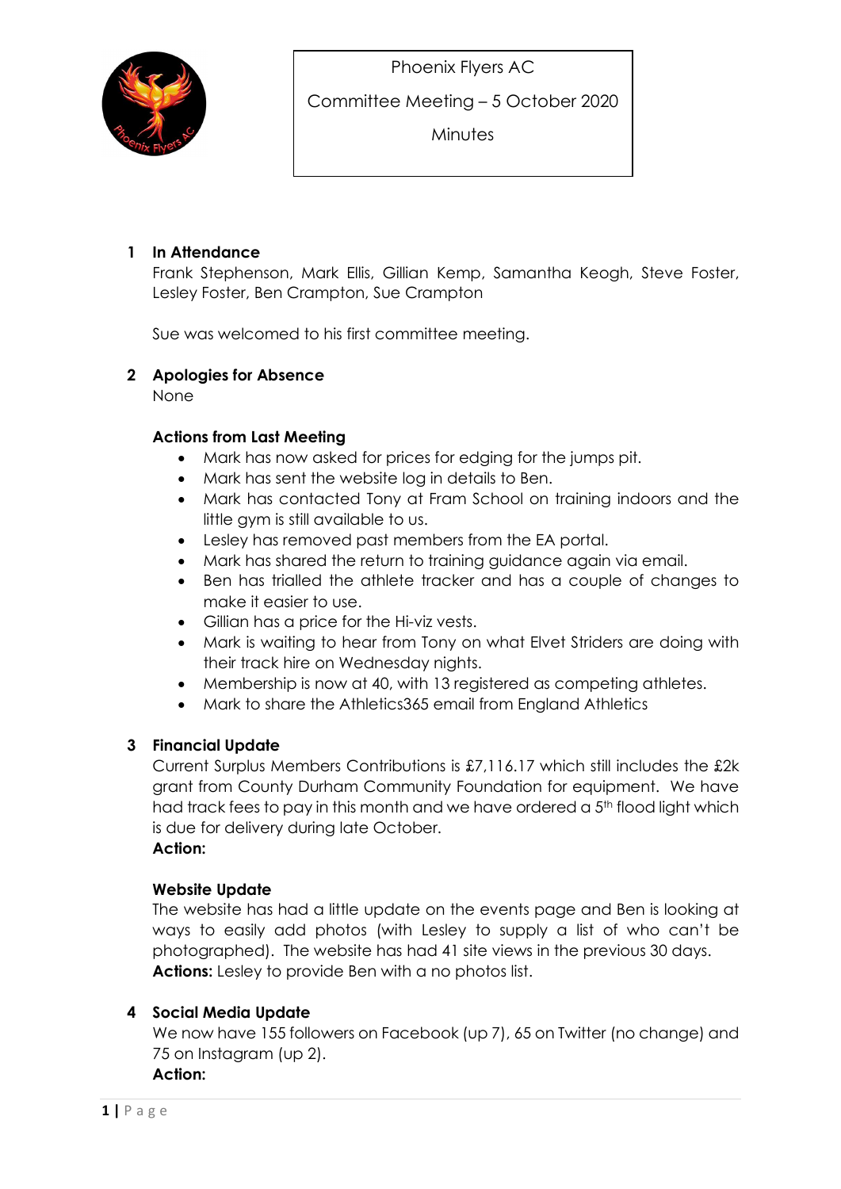Phoenix Flyers AC

Committee Meeting – 5 October 2020

Minutes

## 1 In Attendance

Frank Stephenson, Mark Ellis, Gillian Kemp, Samantha Keogh, Steve Foster, Lesley Foster, Ben Crampton, Sue Crampton

Sue was welcomed to his first committee meeting.

## 2 Apologies for Absence

None

### Actions from Last Meeting

- Mark has now asked for prices for edging for the jumps pit.
- Mark has sent the website log in details to Ben.
- Mark has contacted Tony at Fram School on training indoors and the little gym is still available to us.
- Lesley has removed past members from the EA portal.
- Mark has shared the return to training guidance again via email.
- Ben has trialled the athlete tracker and has a couple of changes to make it easier to use.
- Gillian has a price for the Hi-viz vests.
- Mark is waiting to hear from Tony on what Elvet Striders are doing with their track hire on Wednesday nights.
- Membership is now at 40, with 13 registered as competing athletes.
- Mark to share the Athletics365 email from England Athletics

## 3 Financial Update

Current Surplus Members Contributions is £7,116.17 which still includes the £2k grant from County Durham Community Foundation for equipment. We have had track fees to pay in this month and we have ordered a 5th flood light which is due for delivery during late October.

**Action:**

### Website Update

The website has had a little update on the events page and Ben is looking at ways to easily add photos (with Lesley to supply a list of who can't be photographed). The website has had 41 site views in the previous 30 days.

**Actions:** Lesley to provide Ben with a no photos list.

## 4 Social Media Update

We now have 155 followers on Facebook (up 7), 65 on Twitter (no change) and 75 on Instagram (up 2).

**Action:**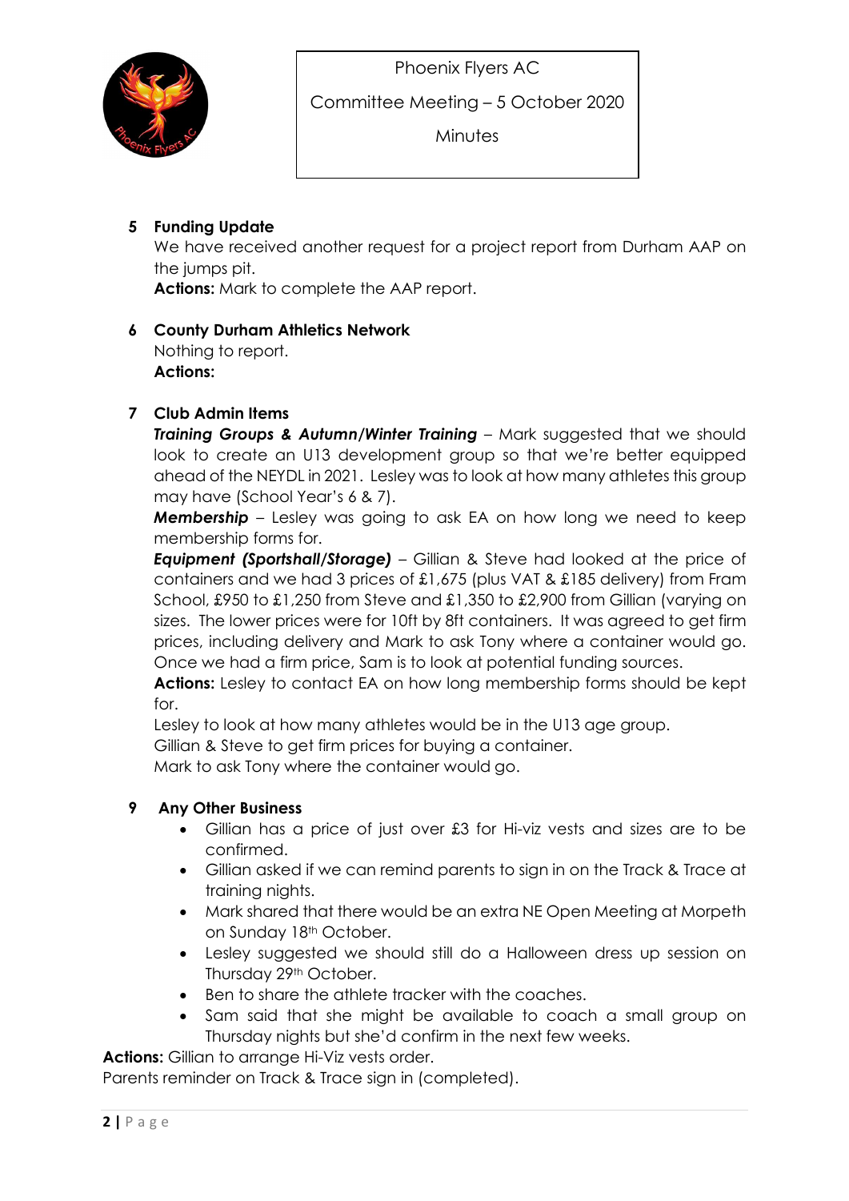Phoenix Flyers AC

Committee Meeting – 5 October 2020

Minutes

**5 Funding Update**

We have received another request for a project report from Durham AAP on the jumps pit.

**Actions:** Mark to complete the AAP report.

**6 County Durham Athletics Network**

Nothing to report.

**Actions:**

**7 Club Admin Items**

***Training Groups & Autumn/Winter Training*** – Mark suggested that we should look to create an U13 development group so that we're better equipped ahead of the NEYDL in 2021. Lesley was to look at how many athletes this group may have (School Year's 6 & 7).

***Membership*** – Lesley was going to ask EA on how long we need to keep membership forms for.

***Equipment (Sportshall/Storage)*** – Gillian & Steve had looked at the price of containers and we had 3 prices of £1,675 (plus VAT & £185 delivery) from Fram School, £950 to £1,250 from Steve and £1,350 to £2,900 from Gillian (varying on sizes. The lower prices were for 10ft by 8ft containers. It was agreed to get firm prices, including delivery and Mark to ask Tony where a container would go. Once we had a firm price, Sam is to look at potential funding sources.

**Actions:** Lesley to contact EA on how long membership forms should be kept for.

Lesley to look at how many athletes would be in the U13 age group.

Gillian & Steve to get firm prices for buying a container.

Mark to ask Tony where the container would go.

**9 Any Other Business**

- Gillian has a price of just over £3 for Hi-viz vests and sizes are to be confirmed.
- Gillian asked if we can remind parents to sign in on the Track & Trace at training nights.
- Mark shared that there would be an extra NE Open Meeting at Morpeth on Sunday 18th October.
- Lesley suggested we should still do a Halloween dress up session on Thursday 29th October.
- Ben to share the athlete tracker with the coaches.
- Sam said that she might be available to coach a small group on Thursday nights but she'd confirm in the next few weeks.

**Actions:** Gillian to arrange Hi-Viz vests order.

Parents reminder on Track & Trace sign in (completed).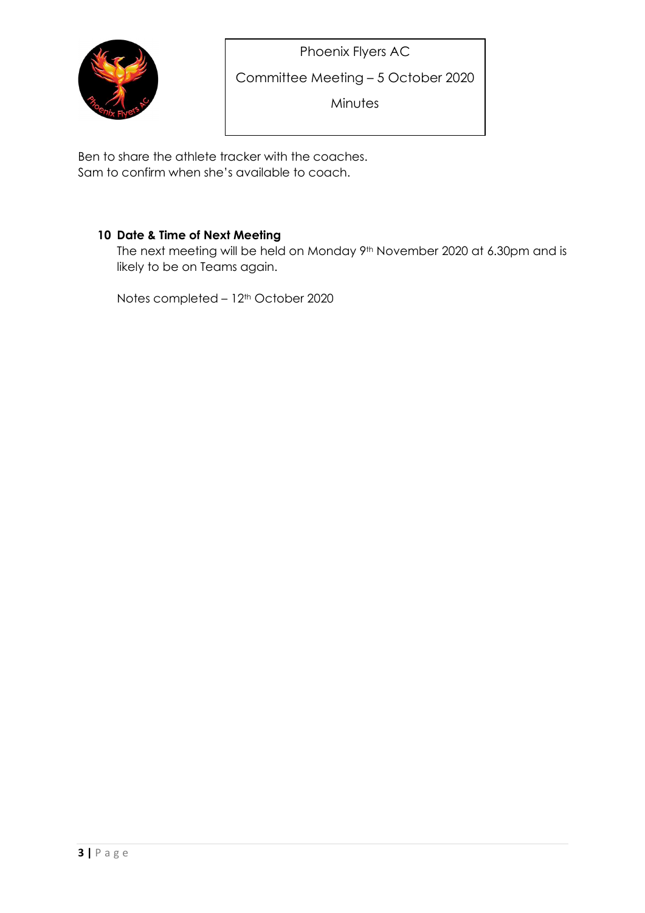Ben to share the athlete tracker with the coaches.
Sam to confirm when she's available to coach.

### 10 Date & Time of Next Meeting

The next meeting will be held on Monday 9th November 2020 at 6.30pm and is likely to be on Teams again.

Notes completed – 12th October 2020